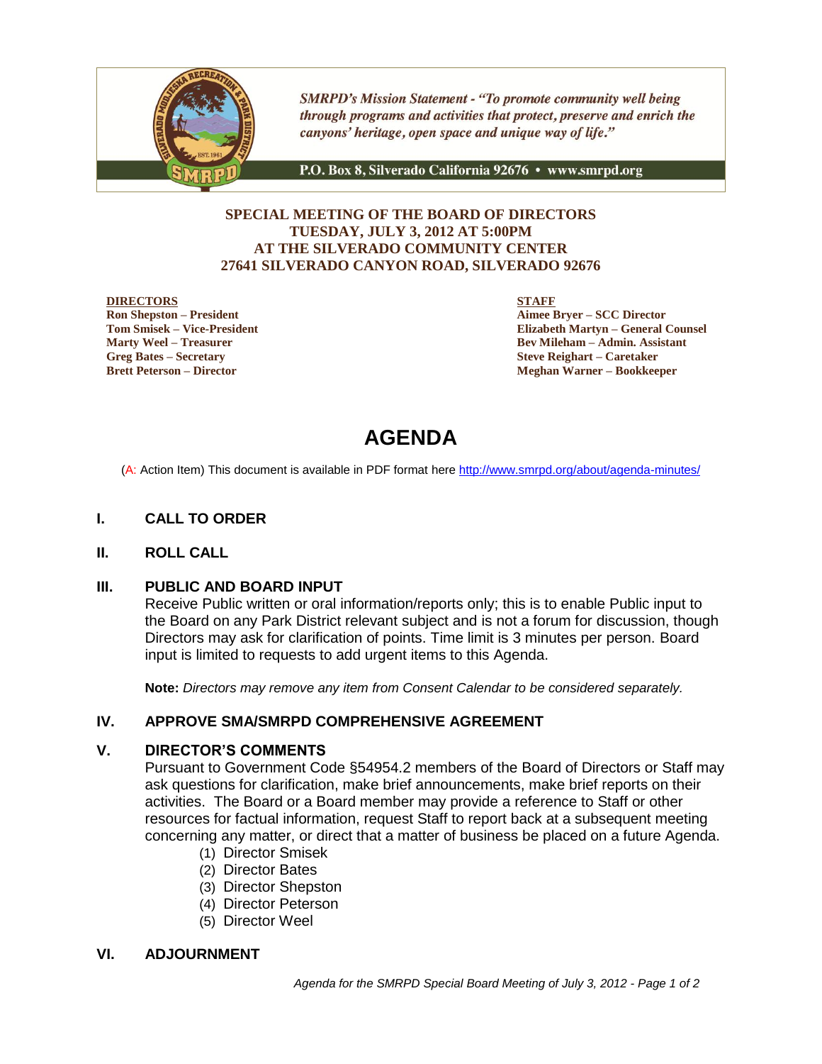*SMRPD's Mission Statement - "To promote community well being through programs and activities that protect, preserve and enrich the canyons' heritage, open space and unique way of life."*

P.O. Box 8, Silverado California 92676 • www.smrpd.org

**SPECIAL MEETING OF THE BOARD OF DIRECTORS**
**TUESDAY, JULY 3, 2012 AT 5:00PM**
**AT THE SILVERADO COMMUNITY CENTER**
**27641 SILVERADO CANYON ROAD, SILVERADO 92676**

**DIRECTORS**
**Ron Shepston – President**
**Tom Smisek – Vice-President**
**Marty Weel – Treasurer**
**Greg Bates – Secretary**
**Brett Peterson – Director**

**STAFF**
**Aimee Bryer – SCC Director**
**Elizabeth Martyn – General Counsel**
**Bev Mileham – Admin. Assistant**
**Steve Reighart – Caretaker**
**Meghan Warner – Bookkeeper**

# AGENDA

(A: Action Item) This document is available in PDF format here http://www.smrpd.org/about/agenda-minutes/

## I. CALL TO ORDER

## II. ROLL CALL

## III. PUBLIC AND BOARD INPUT

Receive Public written or oral information/reports only; this is to enable Public input to the Board on any Park District relevant subject and is not a forum for discussion, though Directors may ask for clarification of points. Time limit is 3 minutes per person. Board input is limited to requests to add urgent items to this Agenda.

**Note:** *Directors may remove any item from Consent Calendar to be considered separately.*

## IV. APPROVE SMA/SMRPD COMPREHENSIVE AGREEMENT

## V. DIRECTOR'S COMMENTS

Pursuant to Government Code §54954.2 members of the Board of Directors or Staff may ask questions for clarification, make brief announcements, make brief reports on their activities. The Board or a Board member may provide a reference to Staff or other resources for factual information, request Staff to report back at a subsequent meeting concerning any matter, or direct that a matter of business be placed on a future Agenda.

(1) Director Smisek
(2) Director Bates
(3) Director Shepston
(4) Director Peterson
(5) Director Weel

## VI. ADJOURNMENT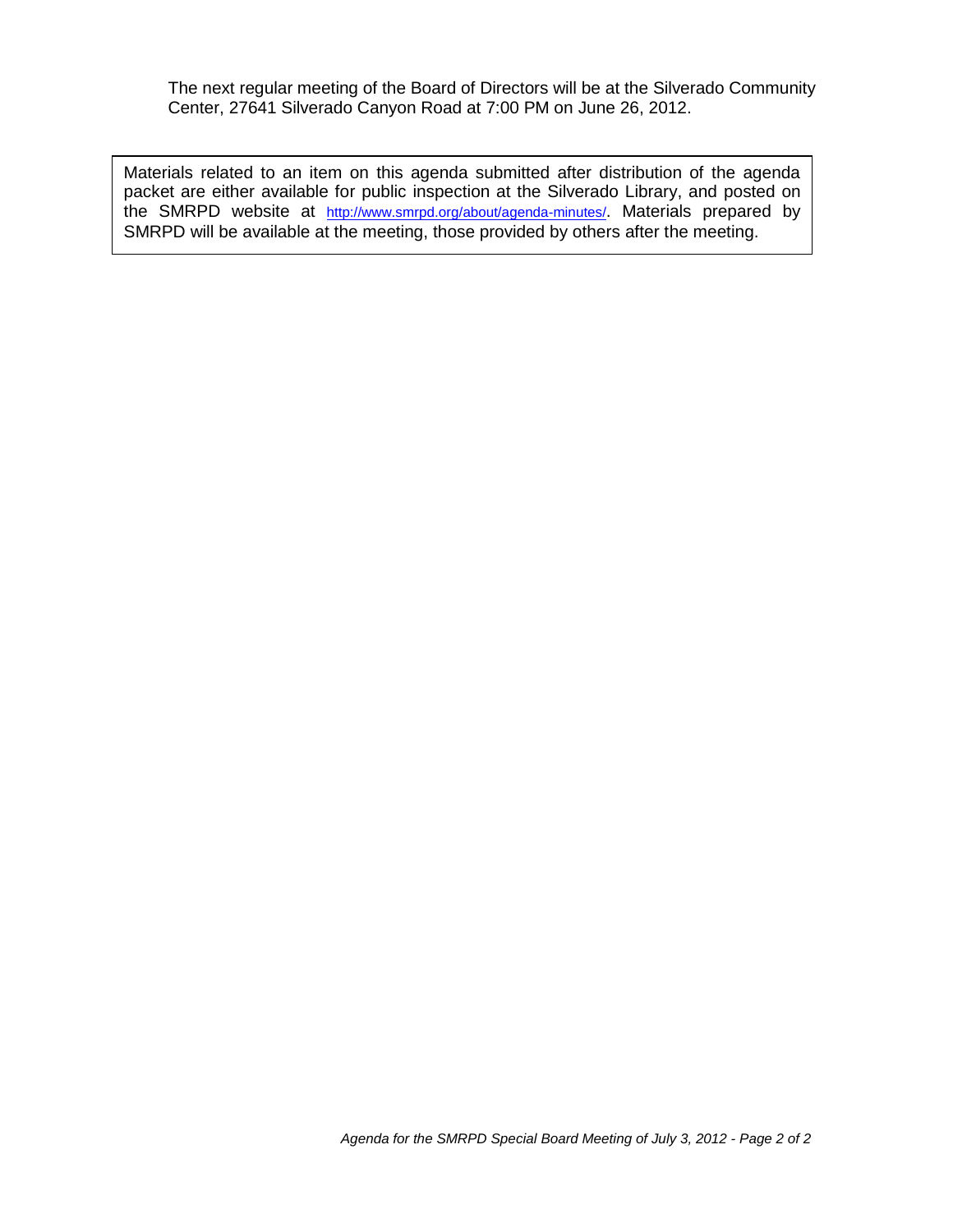The next regular meeting of the Board of Directors will be at the Silverado Community Center, 27641 Silverado Canyon Road at 7:00 PM on June 26, 2012.

Materials related to an item on this agenda submitted after distribution of the agenda packet are either available for public inspection at the Silverado Library, and posted on the SMRPD website at http://www.smrpd.org/about/agenda-minutes/. Materials prepared by SMRPD will be available at the meeting, those provided by others after the meeting.